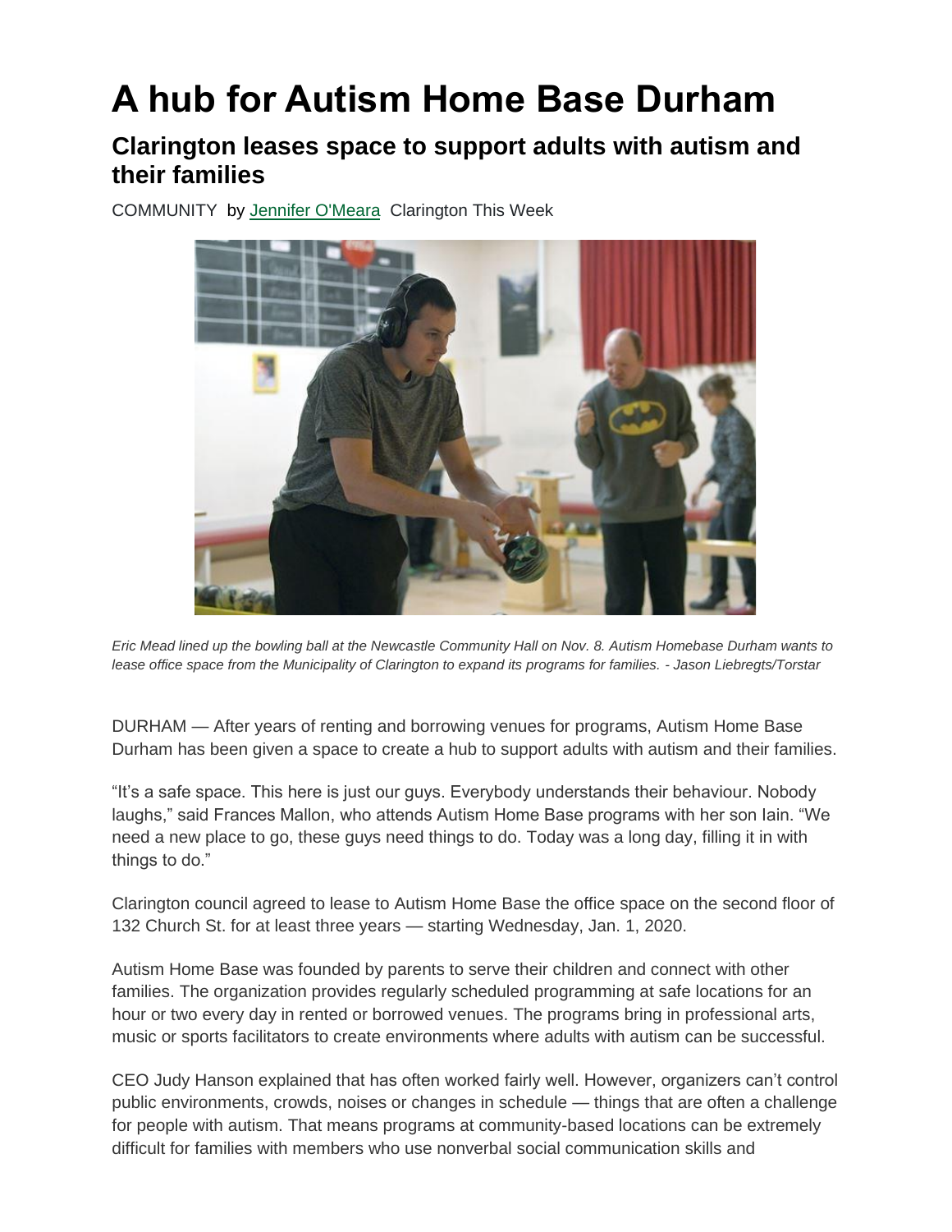# A hub for Autism Home Base Durham

## Clarington leases space to support adults with autism and their families

COMMUNITY by Jennifer O'Meara Clarington This Week

*Eric Mead lined up the bowling ball at the Newcastle Community Hall on Nov. 8. Autism Homebase Durham wants to lease office space from the Municipality of Clarington to expand its programs for families. - Jason Liebregts/Torstar*

DURHAM — After years of renting and borrowing venues for programs, Autism Home Base Durham has been given a space to create a hub to support adults with autism and their families.

"It's a safe space. This here is just our guys. Everybody understands their behaviour. Nobody laughs," said Frances Mallon, who attends Autism Home Base programs with her son Iain. "We need a new place to go, these guys need things to do. Today was a long day, filling it in with things to do."

Clarington council agreed to lease to Autism Home Base the office space on the second floor of 132 Church St. for at least three years — starting Wednesday, Jan. 1, 2020.

Autism Home Base was founded by parents to serve their children and connect with other families. The organization provides regularly scheduled programming at safe locations for an hour or two every day in rented or borrowed venues. The programs bring in professional arts, music or sports facilitators to create environments where adults with autism can be successful.

CEO Judy Hanson explained that has often worked fairly well. However, organizers can't control public environments, crowds, noises or changes in schedule — things that are often a challenge for people with autism. That means programs at community-based locations can be extremely difficult for families with members who use nonverbal social communication skills and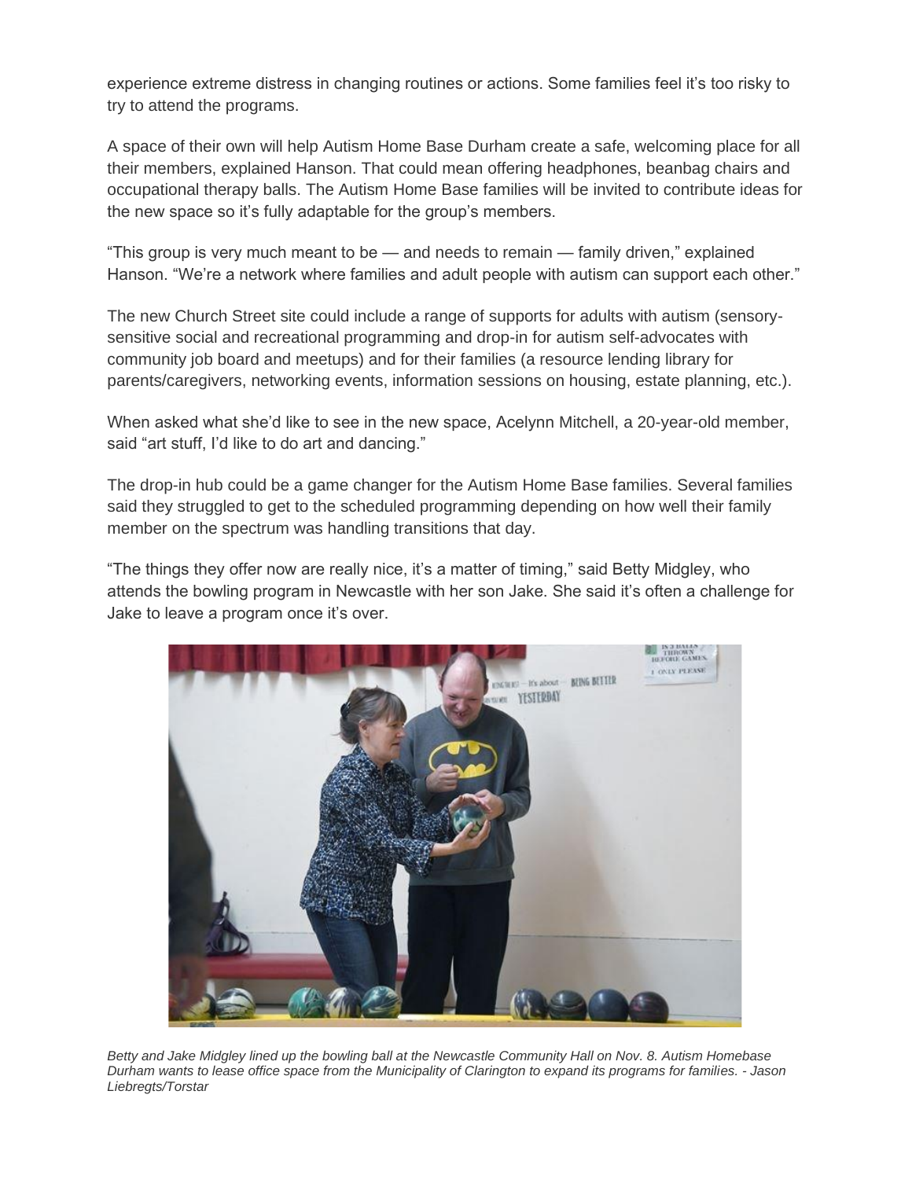experience extreme distress in changing routines or actions. Some families feel it's too risky to try to attend the programs.

A space of their own will help Autism Home Base Durham create a safe, welcoming place for all their members, explained Hanson. That could mean offering headphones, beanbag chairs and occupational therapy balls. The Autism Home Base families will be invited to contribute ideas for the new space so it's fully adaptable for the group's members.

"This group is very much meant to be — and needs to remain — family driven," explained Hanson. "We're a network where families and adult people with autism can support each other."

The new Church Street site could include a range of supports for adults with autism (sensory-sensitive social and recreational programming and drop-in for autism self-advocates with community job board and meetups) and for their families (a resource lending library for parents/caregivers, networking events, information sessions on housing, estate planning, etc.).

When asked what she'd like to see in the new space, Acelynn Mitchell, a 20-year-old member, said "art stuff, I'd like to do art and dancing."

The drop-in hub could be a game changer for the Autism Home Base families. Several families said they struggled to get to the scheduled programming depending on how well their family member on the spectrum was handling transitions that day.

"The things they offer now are really nice, it's a matter of timing," said Betty Midgley, who attends the bowling program in Newcastle with her son Jake. She said it's often a challenge for Jake to leave a program once it's over.

*Betty and Jake Midgley lined up the bowling ball at the Newcastle Community Hall on Nov. 8. Autism Homebase Durham wants to lease office space from the Municipality of Clarington to expand its programs for families. - Jason Liebregts/Torstar*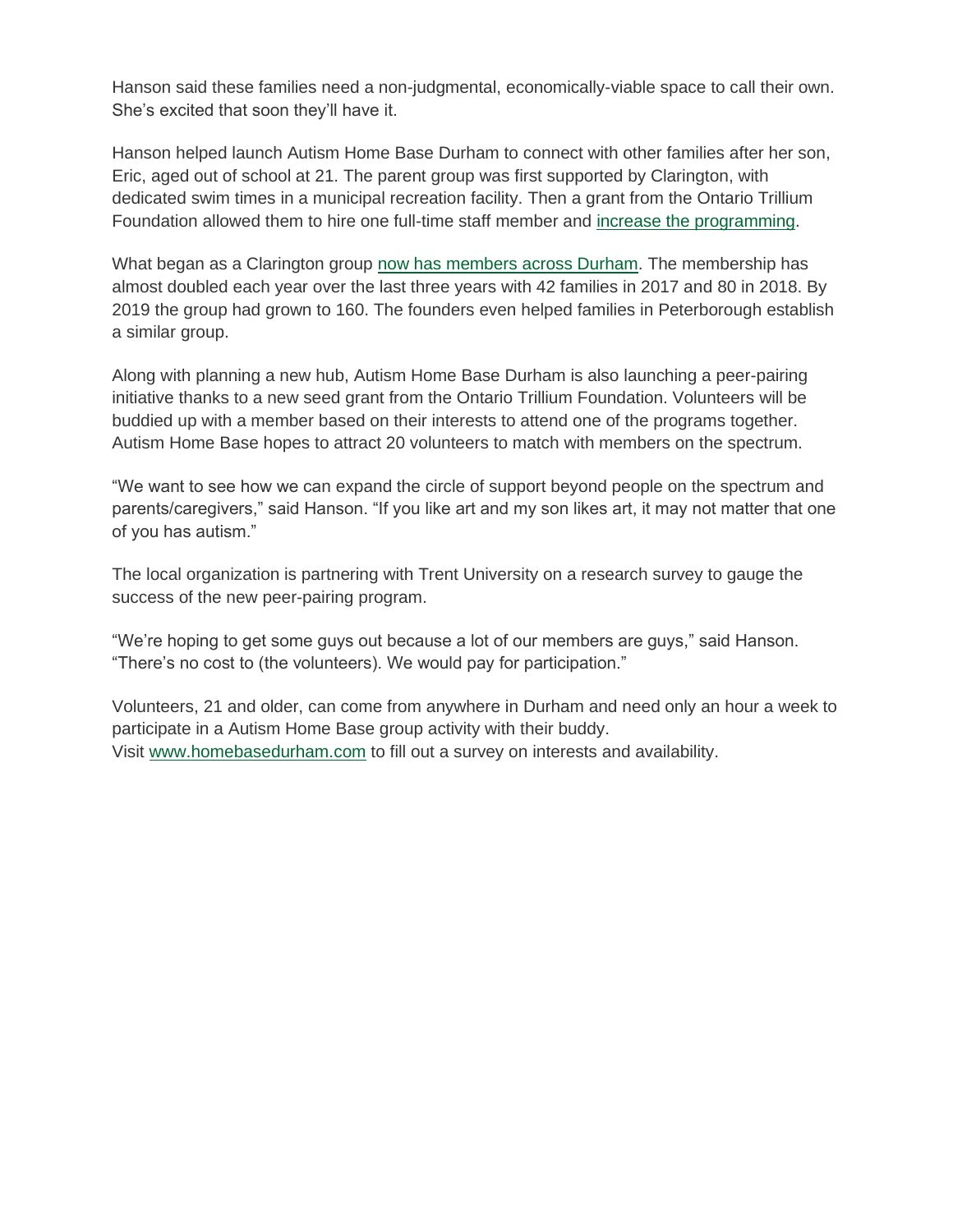Hanson said these families need a non-judgmental, economically-viable space to call their own. She's excited that soon they'll have it.

Hanson helped launch Autism Home Base Durham to connect with other families after her son, Eric, aged out of school at 21. The parent group was first supported by Clarington, with dedicated swim times in a municipal recreation facility. Then a grant from the Ontario Trillium Foundation allowed them to hire one full-time staff member and increase the programming.

What began as a Clarington group now has members across Durham. The membership has almost doubled each year over the last three years with 42 families in 2017 and 80 in 2018. By 2019 the group had grown to 160. The founders even helped families in Peterborough establish a similar group.

Along with planning a new hub, Autism Home Base Durham is also launching a peer-pairing initiative thanks to a new seed grant from the Ontario Trillium Foundation. Volunteers will be buddied up with a member based on their interests to attend one of the programs together. Autism Home Base hopes to attract 20 volunteers to match with members on the spectrum.

"We want to see how we can expand the circle of support beyond people on the spectrum and parents/caregivers," said Hanson. "If you like art and my son likes art, it may not matter that one of you has autism."

The local organization is partnering with Trent University on a research survey to gauge the success of the new peer-pairing program.

"We're hoping to get some guys out because a lot of our members are guys," said Hanson. "There's no cost to (the volunteers). We would pay for participation."

Volunteers, 21 and older, can come from anywhere in Durham and need only an hour a week to participate in a Autism Home Base group activity with their buddy.
Visit www.homebasedurham.com to fill out a survey on interests and availability.